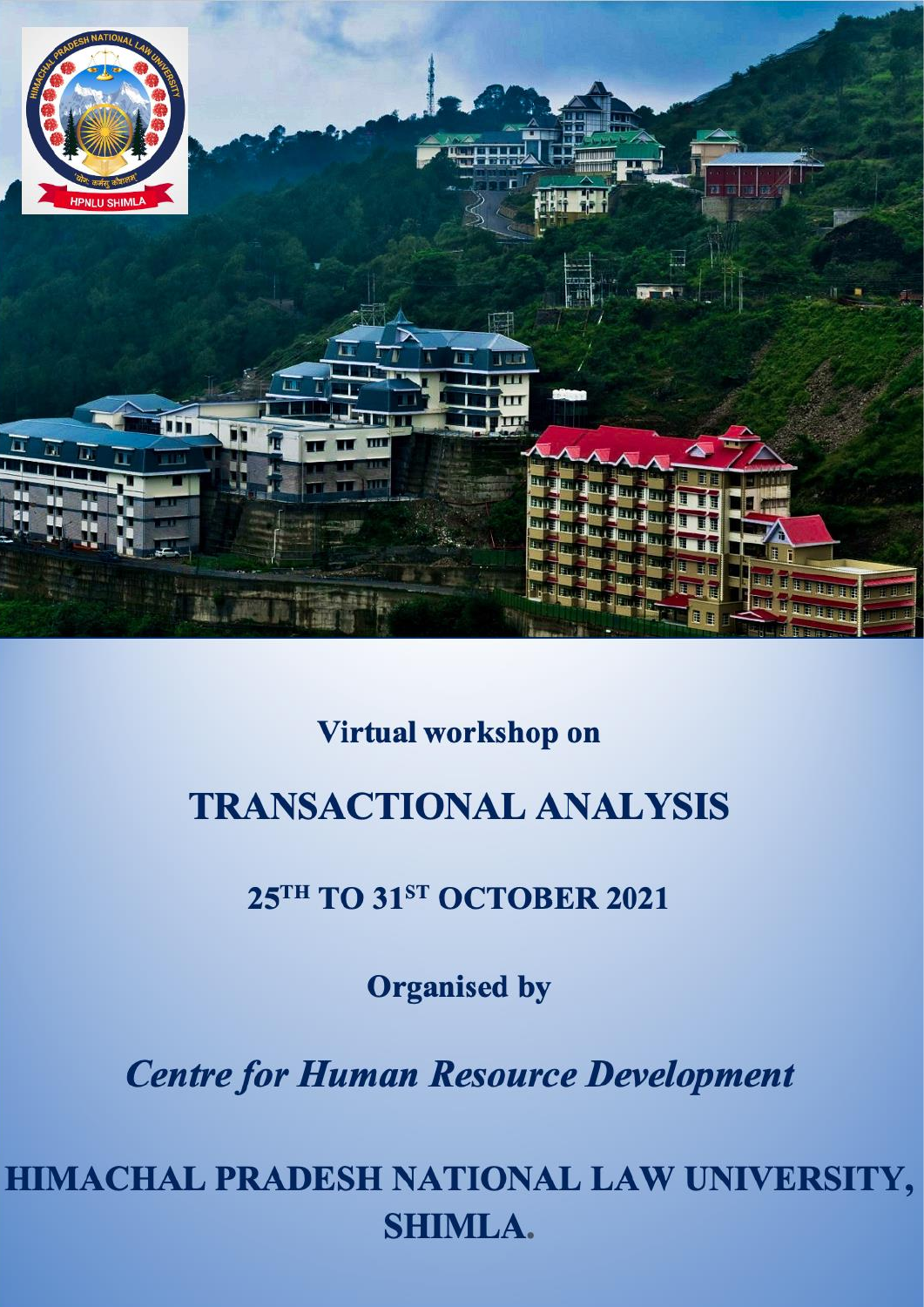Virtual workshop on

# TRANSACTIONAL ANALYSIS

**25TH TO 31ST OCTOBER 2021**

**Organised by**

***Centre for Human Resource Development***

## HIMACHAL PRADESH NATIONAL LAW UNIVERSITY, SHIMLA.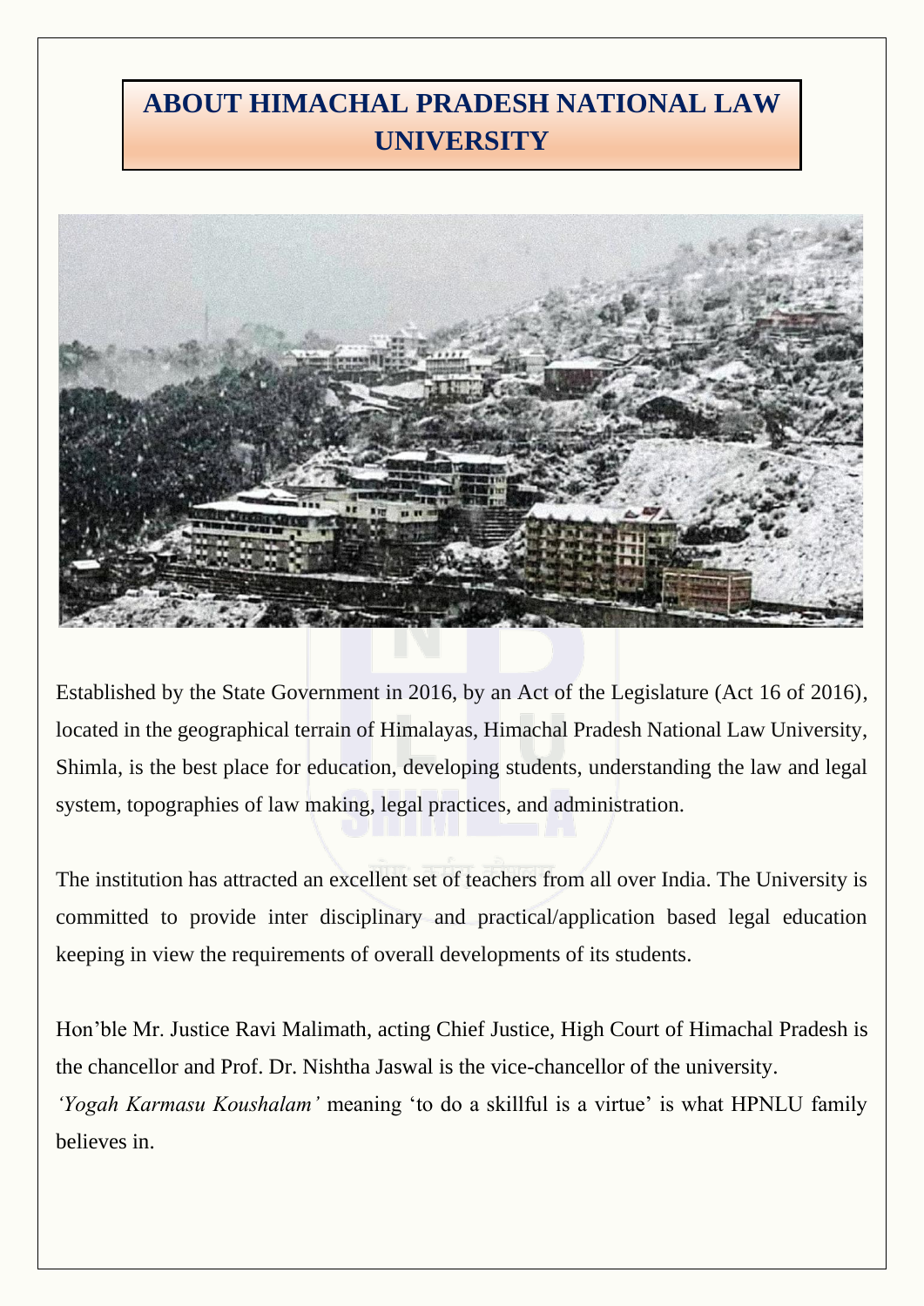# ABOUT HIMACHAL PRADESH NATIONAL LAW UNIVERSITY

Established by the State Government in 2016, by an Act of the Legislature (Act 16 of 2016), located in the geographical terrain of Himalayas, Himachal Pradesh National Law University, Shimla, is the best place for education, developing students, understanding the law and legal system, topographies of law making, legal practices, and administration.

The institution has attracted an excellent set of teachers from all over India. The University is committed to provide inter disciplinary and practical/application based legal education keeping in view the requirements of overall developments of its students.

Hon'ble Mr. Justice Ravi Malimath, acting Chief Justice, High Court of Himachal Pradesh is the chancellor and Prof. Dr. Nishtha Jaswal is the vice-chancellor of the university.
*'Yogah Karmasu Koushalam'* meaning 'to do a skillful is a virtue' is what HPNLU family believes in.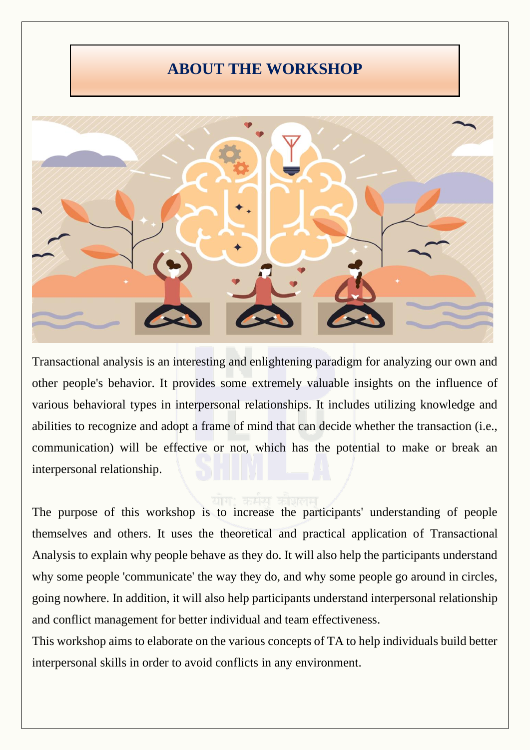## ABOUT THE WORKSHOP

Transactional analysis is an interesting and enlightening paradigm for analyzing our own and other people's behavior. It provides some extremely valuable insights on the influence of various behavioral types in interpersonal relationships. It includes utilizing knowledge and abilities to recognize and adopt a frame of mind that can decide whether the transaction (i.e., communication) will be effective or not, which has the potential to make or break an interpersonal relationship.

The purpose of this workshop is to increase the participants' understanding of people themselves and others. It uses the theoretical and practical application of Transactional Analysis to explain why people behave as they do. It will also help the participants understand why some people 'communicate' the way they do, and why some people go around in circles, going nowhere. In addition, it will also help participants understand interpersonal relationship and conflict management for better individual and team effectiveness.

This workshop aims to elaborate on the various concepts of TA to help individuals build better interpersonal skills in order to avoid conflicts in any environment.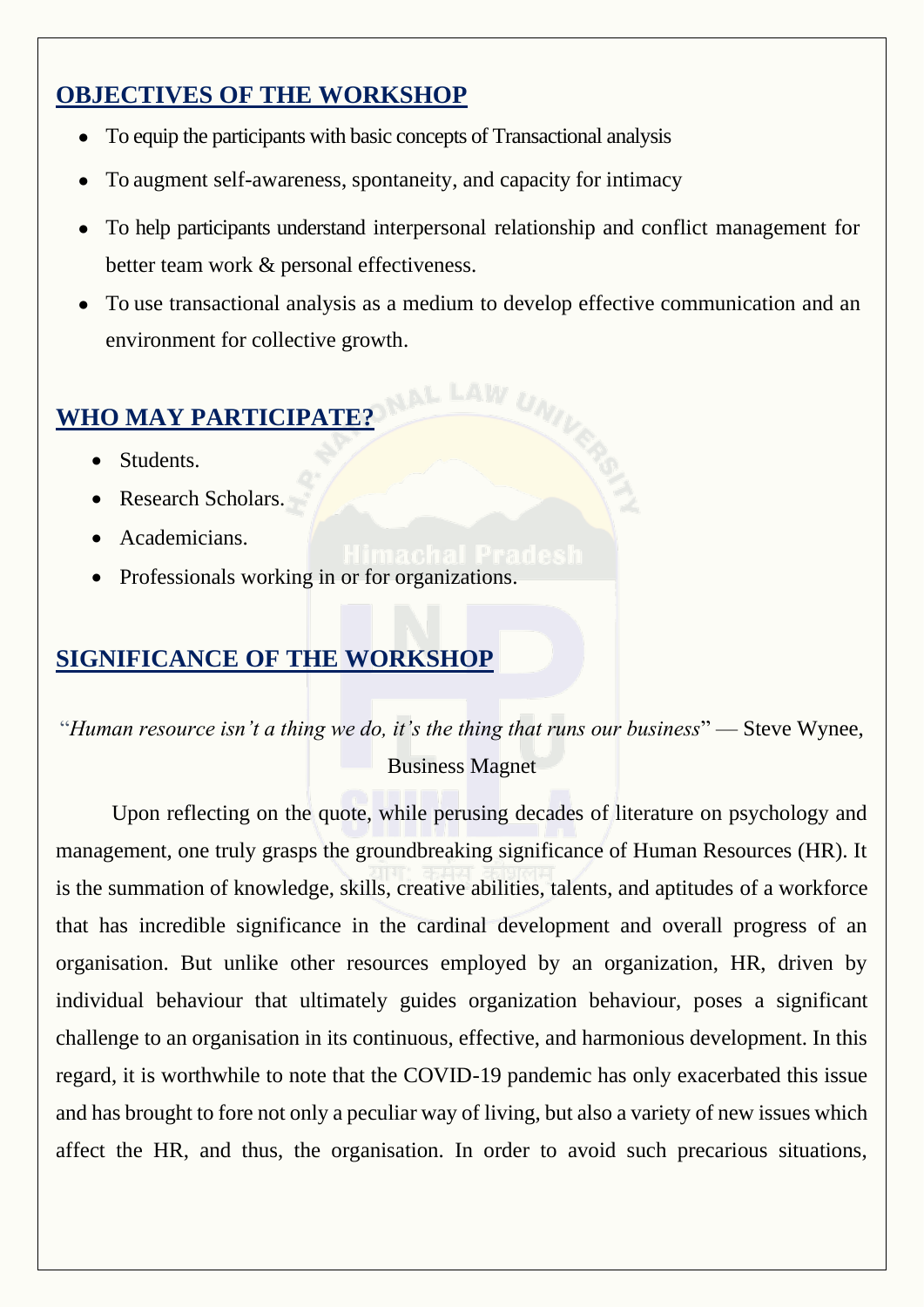## OBJECTIVES OF THE WORKSHOP

- To equip the participants with basic concepts of Transactional analysis
- To augment self-awareness, spontaneity, and capacity for intimacy
- To help participants understand interpersonal relationship and conflict management for better team work & personal effectiveness.
- To use transactional analysis as a medium to develop effective communication and an environment for collective growth.

## WHO MAY PARTICIPATE?

- Students.
- Research Scholars.
- Academicians.
- Professionals working in or for organizations.

## SIGNIFICANCE OF THE WORKSHOP

"*Human resource isn't a thing we do, it's the thing that runs our business*" — Steve Wynee, Business Magnet

Upon reflecting on the quote, while perusing decades of literature on psychology and management, one truly grasps the groundbreaking significance of Human Resources (HR). It is the summation of knowledge, skills, creative abilities, talents, and aptitudes of a workforce that has incredible significance in the cardinal development and overall progress of an organisation. But unlike other resources employed by an organization, HR, driven by individual behaviour that ultimately guides organization behaviour, poses a significant challenge to an organisation in its continuous, effective, and harmonious development. In this regard, it is worthwhile to note that the COVID-19 pandemic has only exacerbated this issue and has brought to fore not only a peculiar way of living, but also a variety of new issues which affect the HR, and thus, the organisation. In order to avoid such precarious situations,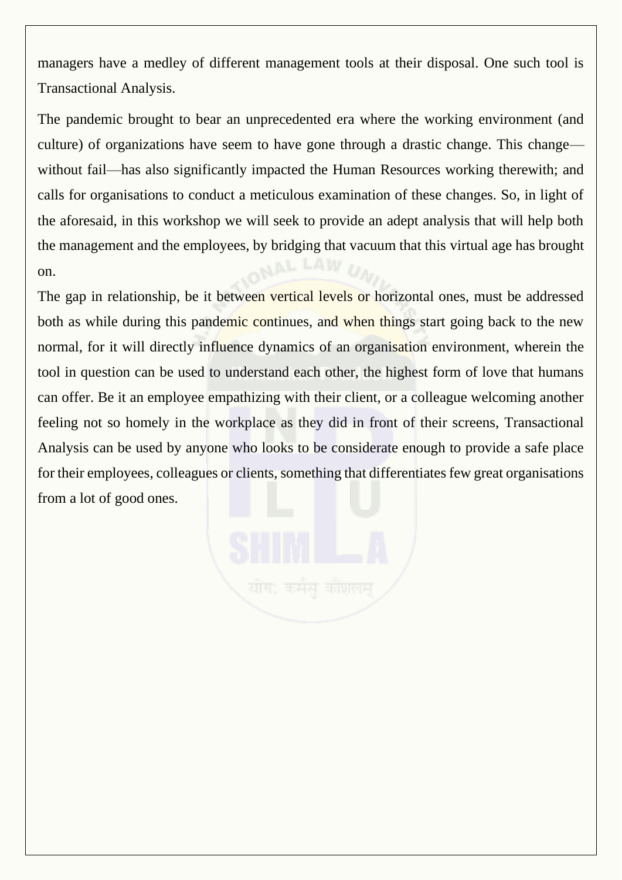managers have a medley of different management tools at their disposal. One such tool is Transactional Analysis.

The pandemic brought to bear an unprecedented era where the working environment (and culture) of organizations have seem to have gone through a drastic change. This change—without fail—has also significantly impacted the Human Resources working therewith; and calls for organisations to conduct a meticulous examination of these changes. So, in light of the aforesaid, in this workshop we will seek to provide an adept analysis that will help both the management and the employees, by bridging that vacuum that this virtual age has brought on.

The gap in relationship, be it between vertical levels or horizontal ones, must be addressed both as while during this pandemic continues, and when things start going back to the new normal, for it will directly influence dynamics of an organisation environment, wherein the tool in question can be used to understand each other, the highest form of love that humans can offer. Be it an employee empathizing with their client, or a colleague welcoming another feeling not so homely in the workplace as they did in front of their screens, Transactional Analysis can be used by anyone who looks to be considerate enough to provide a safe place for their employees, colleagues or clients, something that differentiates few great organisations from a lot of good ones.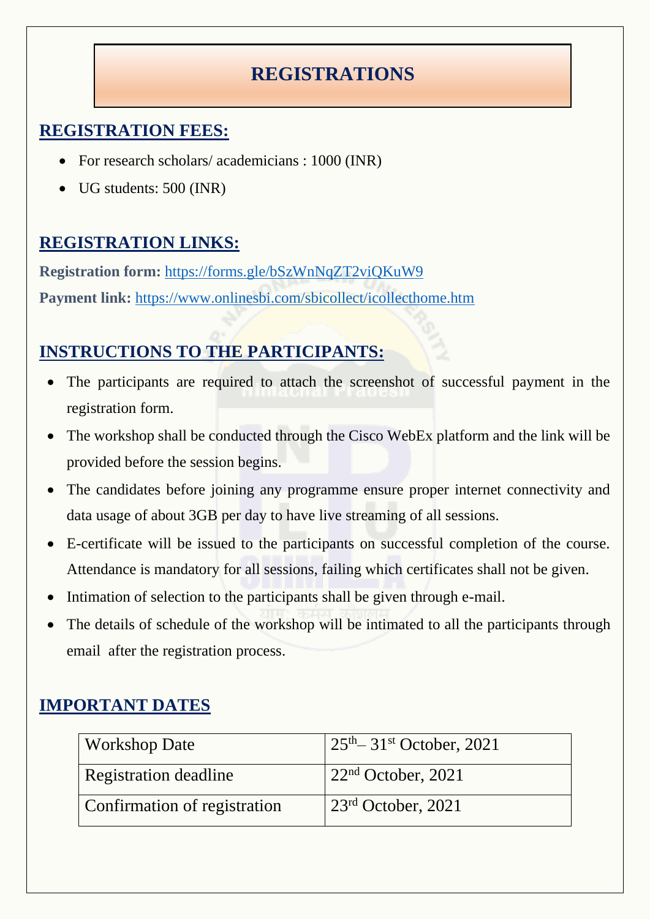# REGISTRATIONS

## REGISTRATION FEES:

- For research scholars/ academicians : 1000 (INR)
- UG students: 500 (INR)

## REGISTRATION LINKS:

**Registration form:** https://forms.gle/bSzWnNqZT2viQKuW9

**Payment link:** https://www.onlinesbi.com/sbicollect/icollecthome.htm

## INSTRUCTIONS TO THE PARTICIPANTS:

- The participants are required to attach the screenshot of successful payment in the registration form.
- The workshop shall be conducted through the Cisco WebEx platform and the link will be provided before the session begins.
- The candidates before joining any programme ensure proper internet connectivity and data usage of about 3GB per day to have live streaming of all sessions.
- E-certificate will be issued to the participants on successful completion of the course. Attendance is mandatory for all sessions, failing which certificates shall not be given.
- Intimation of selection to the participants shall be given through e-mail.
- The details of schedule of the workshop will be intimated to all the participants through email after the registration process.

## IMPORTANT DATES

| | |
|---|---|
| Workshop Date | 25th– 31st October, 2021 |
| Registration deadline | 22nd October, 2021 |
| Confirmation of registration | 23rd October, 2021 |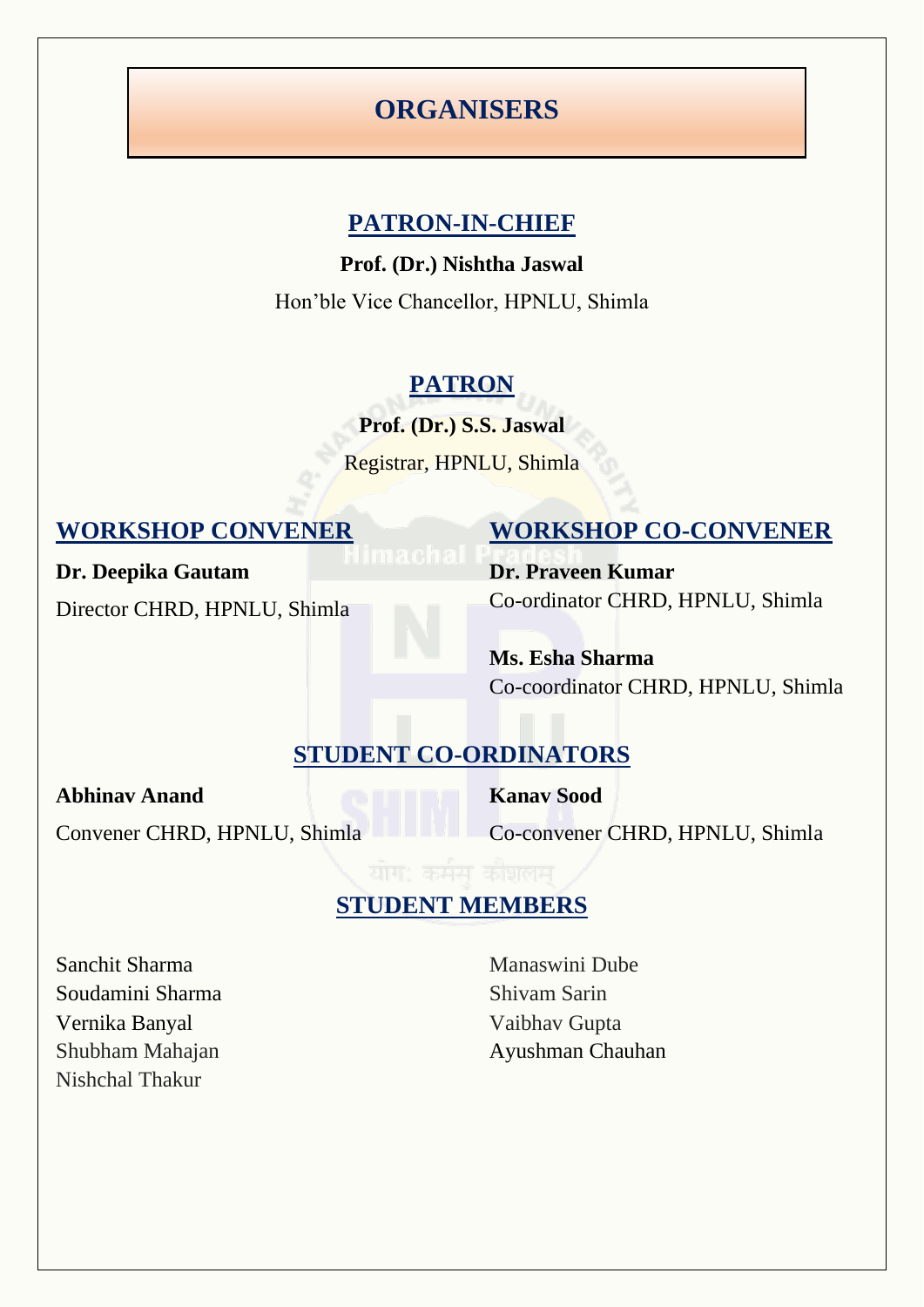# ORGANISERS

## PATRON-IN-CHIEF

**Prof. (Dr.) Nishtha Jaswal**

Hon'ble Vice Chancellor, HPNLU, Shimla

## PATRON

**Prof. (Dr.) S.S. Jaswal**

Registrar, HPNLU, Shimla

## WORKSHOP CONVENER

**Dr. Deepika Gautam**

Director CHRD, HPNLU, Shimla

## WORKSHOP CO-CONVENER

**Dr. Praveen Kumar**
Co-ordinator CHRD, HPNLU, Shimla

**Ms. Esha Sharma**
Co-coordinator CHRD, HPNLU, Shimla

## STUDENT CO-ORDINATORS

**Abhinav Anand**

Convener CHRD, HPNLU, Shimla

**Kanav Sood**

Co-convener CHRD, HPNLU, Shimla

## STUDENT MEMBERS

Sanchit Sharma
Soudamini Sharma
Vernika Banyal
Shubham Mahajan
Nishchal Thakur
Manaswini Dube
Shivam Sarin
Vaibhav Gupta
Ayushman Chauhan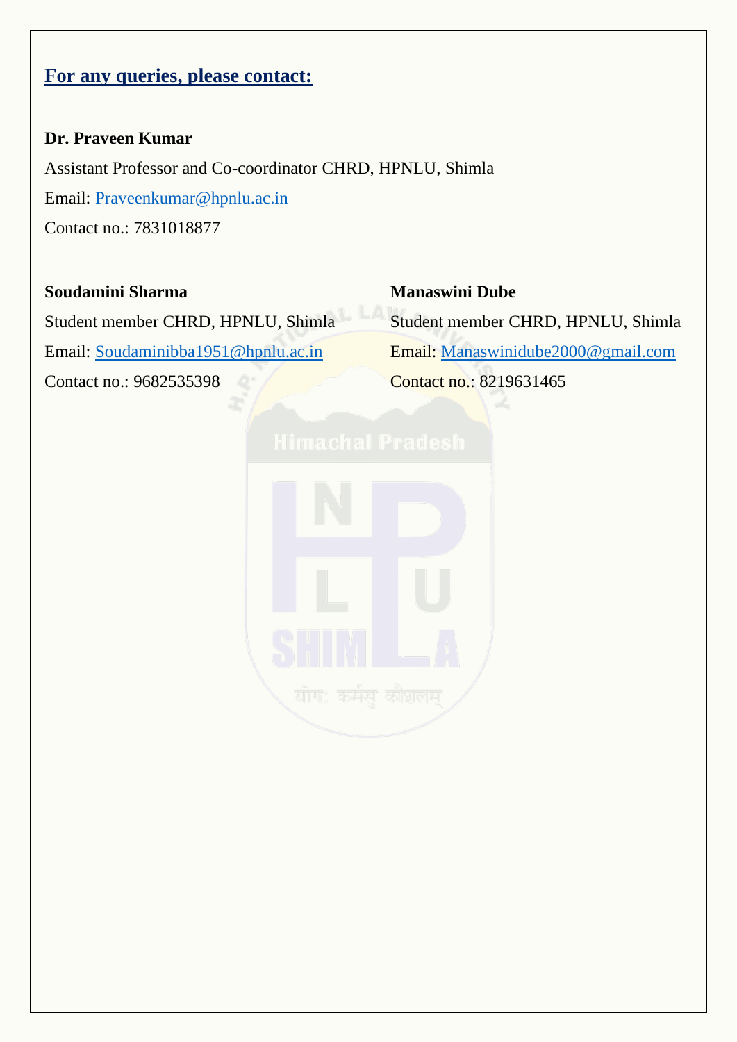## For any queries, please contact:

**Dr. Praveen Kumar**

Assistant Professor and Co-coordinator CHRD, HPNLU, Shimla

Email: Praveenkumar@hpnlu.ac.in

Contact no.: 7831018877

**Soudamini Sharma**

Student member CHRD, HPNLU, Shimla

Email: Soudaminibba1951@hpnlu.ac.in

Contact no.: 9682535398

**Manaswini Dube**

Student member CHRD, HPNLU, Shimla

Email: Manaswinidube2000@gmail.com

Contact no.: 8219631465